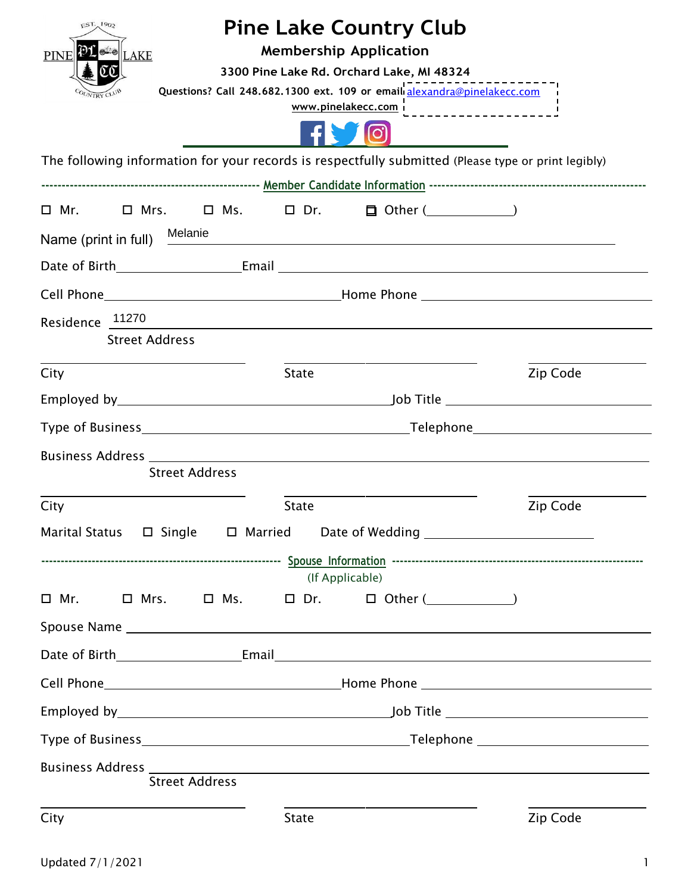# Pine Lake Country Club

## Membership Application

**3300 Pine Lake Rd. Orchard Lake, MI 48324**

**Questions? Call 248.682.1300 ext. 109 or email** alexandra@pinelakecc.com

**www.pinelakecc.com**

The following information for your records is respectfully submitted (Please type or print legibly)

### Member Candidate Information

☐ Mr. ☐ Mrs. ☐ Ms. ☐ Dr. ☐ Other (\_\_\_\_\_\_\_\_\_\_)

Name (print in full) Melanie

Date of Birth \_\_\_\_\_\_\_\_\_\_ Email \_\_\_\_\_\_\_\_\_\_

Cell Phone \_\_\_\_\_\_\_\_\_\_ Home Phone \_\_\_\_\_\_\_\_\_\_

Residence 11270
Street Address

City \_\_\_\_\_\_\_\_\_\_ State \_\_\_\_\_\_\_\_\_\_ Zip Code \_\_\_\_\_\_\_\_\_\_

Employed by \_\_\_\_\_\_\_\_\_\_ Job Title \_\_\_\_\_\_\_\_\_\_

Type of Business \_\_\_\_\_\_\_\_\_\_ Telephone \_\_\_\_\_\_\_\_\_\_

Business Address \_\_\_\_\_\_\_\_\_\_
Street Address

City \_\_\_\_\_\_\_\_\_\_ State \_\_\_\_\_\_\_\_\_\_ Zip Code \_\_\_\_\_\_\_\_\_\_

Marital Status ☐ Single ☐ Married Date of Wedding \_\_\_\_\_\_\_\_\_\_

### Spouse Information
(If Applicable)

☐ Mr. ☐ Mrs. ☐ Ms. ☐ Dr. ☐ Other (\_\_\_\_\_\_\_\_\_\_)

Spouse Name \_\_\_\_\_\_\_\_\_\_

Date of Birth \_\_\_\_\_\_\_\_\_\_ Email \_\_\_\_\_\_\_\_\_\_

Cell Phone \_\_\_\_\_\_\_\_\_\_ Home Phone \_\_\_\_\_\_\_\_\_\_

Employed by \_\_\_\_\_\_\_\_\_\_ Job Title \_\_\_\_\_\_\_\_\_\_

Type of Business \_\_\_\_\_\_\_\_\_\_ Telephone \_\_\_\_\_\_\_\_\_\_

Business Address \_\_\_\_\_\_\_\_\_\_
Street Address

City \_\_\_\_\_\_\_\_\_\_ State \_\_\_\_\_\_\_\_\_\_ Zip Code \_\_\_\_\_\_\_\_\_\_

Updated 7/1/2021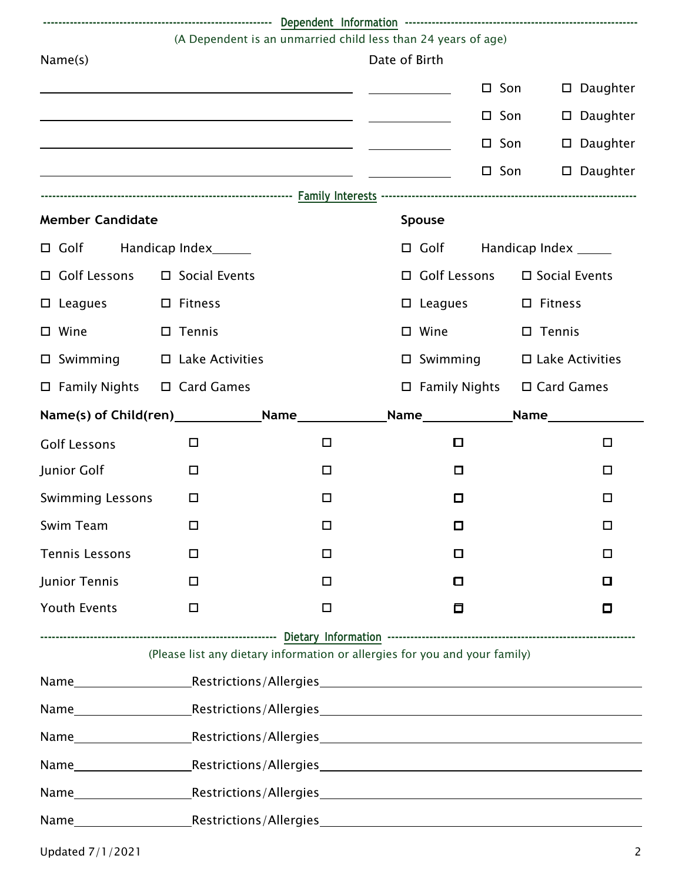## Dependent Information

(A Dependent is an unmarried child less than 24 years of age)

| Name(s) | Date of Birth | | |
|---|---|---|---|
| ______________________________ | __________ | ☐ Son | ☐ Daughter |
| ______________________________ | __________ | ☐ Son | ☐ Daughter |
| ______________________________ | __________ | ☐ Son | ☐ Daughter |
| ______________________________ | __________ | ☐ Son | ☐ Daughter |

## Family Interests

| **Member Candidate** | | **Spouse** | |
|---|---|---|---|
| ☐ Golf | Handicap Index______ | ☐ Golf | Handicap Index _____ |
| ☐ Golf Lessons | ☐ Social Events | ☐ Golf Lessons | ☐ Social Events |
| ☐ Leagues | ☐ Fitness | ☐ Leagues | ☐ Fitness |
| ☐ Wine | ☐ Tennis | ☐ Wine | ☐ Tennis |
| ☐ Swimming | ☐ Lake Activities | ☐ Swimming | ☐ Lake Activities |
| ☐ Family Nights | ☐ Card Games | ☐ Family Nights | ☐ Card Games |

| **Name(s) of Child(ren)**____________ | **Name**____________ | **Name**____________ | **Name**____________ |
|---|---|---|---|
| Golf Lessons ☐ | ☐ | ☐ | ☐ |
| Junior Golf ☐ | ☐ | ☐ | ☐ |
| Swimming Lessons ☐ | ☐ | ☐ | ☐ |
| Swim Team ☐ | ☐ | ☐ | ☐ |
| Tennis Lessons ☐ | ☐ | ☐ | ☐ |
| Junior Tennis ☐ | ☐ | ☐ | ☐ |
| Youth Events ☐ | ☐ | ☐ | ☐ |

## Dietary Information

(Please list any dietary information or allergies for you and your family)

Name________________ Restrictions/Allergies____________________________________________

Name________________ Restrictions/Allergies____________________________________________

Name________________ Restrictions/Allergies____________________________________________

Name________________ Restrictions/Allergies____________________________________________

Name________________ Restrictions/Allergies____________________________________________

Name________________ Restrictions/Allergies____________________________________________

Updated 7/1/2021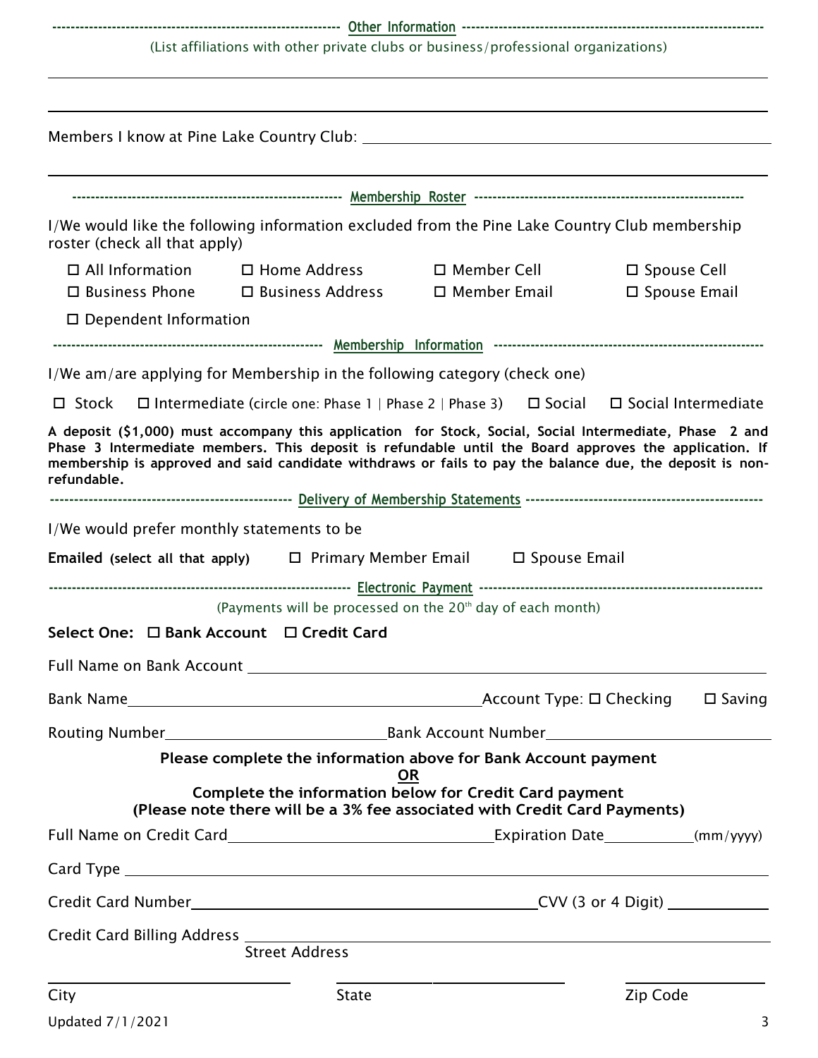## Other Information

(List affiliations with other private clubs or business/professional organizations)

______________________________________________________________________

______________________________________________________________________

Members I know at Pine Lake Country Club: ______________________________________________

______________________________________________________________________

## Membership Roster

I/We would like the following information excluded from the Pine Lake Country Club membership roster (check all that apply)

☐ All Information ☐ Home Address ☐ Member Cell ☐ Spouse Cell

☐ Business Phone ☐ Business Address ☐ Member Email ☐ Spouse Email

☐ Dependent Information

## Membership Information

I/We am/are applying for Membership in the following category (check one)

☐ Stock ☐ Intermediate (circle one: Phase 1 | Phase 2 | Phase 3) ☐ Social ☐ Social Intermediate

**A deposit ($1,000) must accompany this application for Stock, Social, Social Intermediate, Phase 2 and Phase 3 Intermediate members. This deposit is refundable until the Board approves the application. If membership is approved and said candidate withdraws or fails to pay the balance due, the deposit is non-refundable.**

## Delivery of Membership Statements

I/We would prefer monthly statements to be

**Emailed (select all that apply)** ☐ Primary Member Email ☐ Spouse Email

## Electronic Payment

(Payments will be processed on the 20th day of each month)

**Select One: ☐ Bank Account ☐ Credit Card**

Full Name on Bank Account ______________________________________________

Bank Name ______________________________ Account Type: ☐ Checking ☐ Saving

Routing Number ____________________ Bank Account Number ____________________

**Please complete the information above for Bank Account payment**

**OR**

**Complete the information below for Credit Card payment**
**(Please note there will be a 3% fee associated with Credit Card Payments)**

Full Name on Credit Card ______________________ Expiration Date __________ (mm/yyyy)

Card Type ______________________________________________

Credit Card Number ______________________________ CVV (3 or 4 Digit) __________

Credit Card Billing Address ______________________________________________
Street Address

____________________ ____________________ ____________________
City State Zip Code

Updated 7/1/2021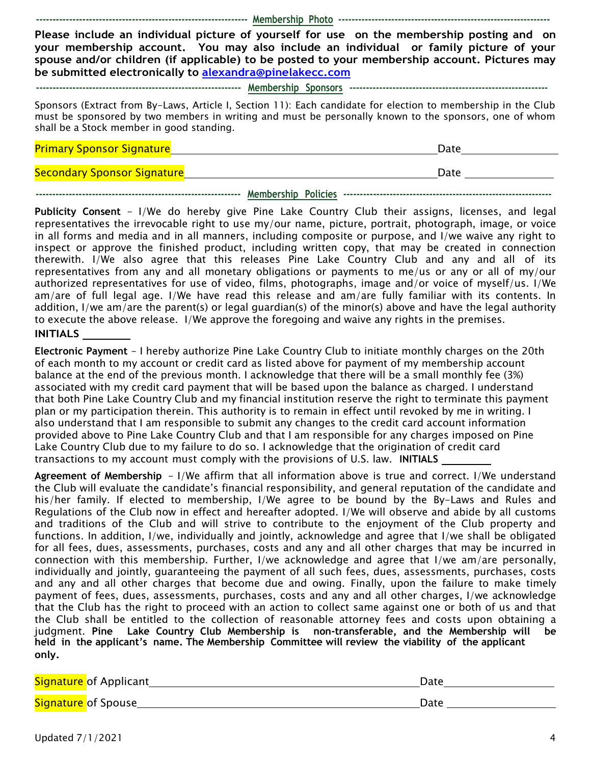## Membership Photo

**Please include an individual picture of yourself for use on the membership posting and on your membership account. You may also include an individual or family picture of your spouse and/or children (if applicable) to be posted to your membership account. Pictures may be submitted electronically to [alexandra@pinelakecc.com](mailto:alexandra@pinelakecc.com)**

## Membership Sponsors

Sponsors (Extract from By-Laws, Article I, Section 11): Each candidate for election to membership in the Club must be sponsored by two members in writing and must be personally known to the sponsors, one of whom shall be a Stock member in good standing.

Primary Sponsor Signature ______________________________ Date ____________

Secondary Sponsor Signature ______________________________ Date ____________

## Membership Policies

**Publicity Consent** – I/We do hereby give Pine Lake Country Club their assigns, licenses, and legal representatives the irrevocable right to use my/our name, picture, portrait, photograph, image, or voice in all forms and media and in all manners, including composite or purpose, and I/we waive any right to inspect or approve the finished product, including written copy, that may be created in connection therewith. I/We also agree that this releases Pine Lake Country Club and any and all of its representatives from any and all monetary obligations or payments to me/us or any or all of my/our authorized representatives for use of video, films, photographs, image and/or voice of myself/us. I/We am/are of full legal age. I/We have read this release and am/are fully familiar with its contents. In addition, I/we am/are the parent(s) or legal guardian(s) of the minor(s) above and have the legal authority to execute the above release. I/We approve the foregoing and waive any rights in the premises.

**INITIALS** ________

**Electronic Payment** – I hereby authorize Pine Lake Country Club to initiate monthly charges on the 20th of each month to my account or credit card as listed above for payment of my membership account balance at the end of the previous month. I acknowledge that there will be a small monthly fee (3%) associated with my credit card payment that will be based upon the balance as charged. I understand that both Pine Lake Country Club and my financial institution reserve the right to terminate this payment plan or my participation therein. This authority is to remain in effect until revoked by me in writing. I also understand that I am responsible to submit any changes to the credit card account information provided above to Pine Lake Country Club and that I am responsible for any charges imposed on Pine Lake Country Club due to my failure to do so. I acknowledge that the origination of credit card transactions to my account must comply with the provisions of U.S. law. **INITIALS** ________

**Agreement of Membership** – I/We affirm that all information above is true and correct. I/We understand the Club will evaluate the candidate's financial responsibility, and general reputation of the candidate and his/her family. If elected to membership, I/We agree to be bound by the By-Laws and Rules and Regulations of the Club now in effect and hereafter adopted. I/We will observe and abide by all customs and traditions of the Club and will strive to contribute to the enjoyment of the Club property and functions. In addition, I/we, individually and jointly, acknowledge and agree that I/we shall be obligated for all fees, dues, assessments, purchases, costs and any and all other charges that may be incurred in connection with this membership. Further, I/we acknowledge and agree that I/we am/are personally, individually and jointly, guaranteeing the payment of all such fees, dues, assessments, purchases, costs and any and all other charges that become due and owing. Finally, upon the failure to make timely payment of fees, dues, assessments, purchases, costs and any and all other charges, I/we acknowledge that the Club has the right to proceed with an action to collect same against one or both of us and that the Club shall be entitled to the collection of reasonable attorney fees and costs upon obtaining a judgment. **Pine Lake Country Club Membership is non-transferable, and the Membership will be held in the applicant's name. The Membership Committee will review the viability of the applicant only.**

Signature of Applicant ______________________________ Date ____________

Signature of Spouse ______________________________ Date ____________

Updated 7/1/2021